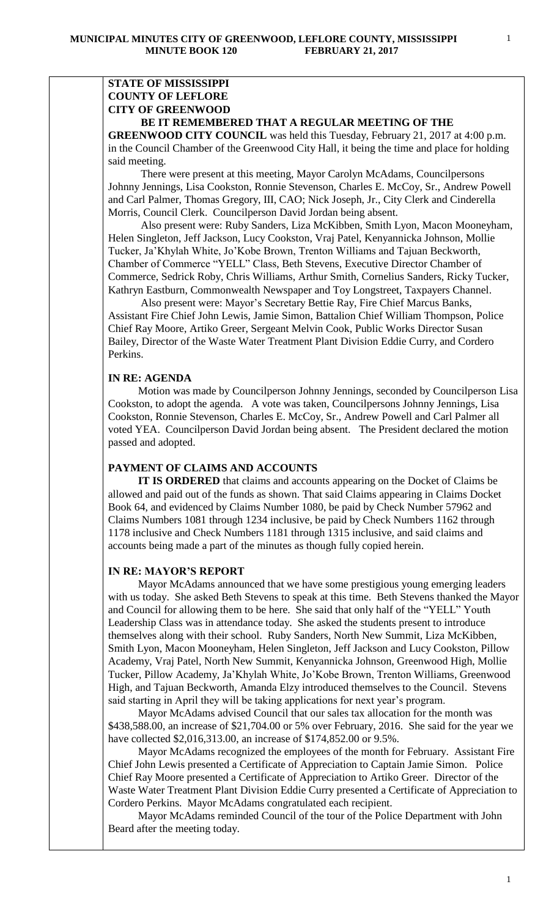**STATE OF MISSISSIPPI**
**COUNTY OF LEFLORE**
**CITY OF GREENWOOD**

**BE IT REMEMBERED THAT A REGULAR MEETING OF THE GREENWOOD CITY COUNCIL** was held this Tuesday, February 21, 2017 at 4:00 p.m. in the Council Chamber of the Greenwood City Hall, it being the time and place for holding said meeting.

There were present at this meeting, Mayor Carolyn McAdams, Councilpersons Johnny Jennings, Lisa Cookston, Ronnie Stevenson, Charles E. McCoy, Sr., Andrew Powell and Carl Palmer, Thomas Gregory, III, CAO; Nick Joseph, Jr., City Clerk and Cinderella Morris, Council Clerk. Councilperson David Jordan being absent.

Also present were: Ruby Sanders, Liza McKibben, Smith Lyon, Macon Mooneyham, Helen Singleton, Jeff Jackson, Lucy Cookston, Vraj Patel, Kenyannicka Johnson, Mollie Tucker, Ja'Khylah White, Jo'Kobe Brown, Trenton Williams and Tajuan Beckworth, Chamber of Commerce "YELL" Class, Beth Stevens, Executive Director Chamber of Commerce, Sedrick Roby, Chris Williams, Arthur Smith, Cornelius Sanders, Ricky Tucker, Kathryn Eastburn, Commonwealth Newspaper and Toy Longstreet, Taxpayers Channel.

Also present were: Mayor's Secretary Bettie Ray, Fire Chief Marcus Banks, Assistant Fire Chief John Lewis, Jamie Simon, Battalion Chief William Thompson, Police Chief Ray Moore, Artiko Greer, Sergeant Melvin Cook, Public Works Director Susan Bailey, Director of the Waste Water Treatment Plant Division Eddie Curry, and Cordero Perkins.

**IN RE: AGENDA**

Motion was made by Councilperson Johnny Jennings, seconded by Councilperson Lisa Cookston, to adopt the agenda. A vote was taken, Councilpersons Johnny Jennings, Lisa Cookston, Ronnie Stevenson, Charles E. McCoy, Sr., Andrew Powell and Carl Palmer all voted YEA. Councilperson David Jordan being absent. The President declared the motion passed and adopted.

**PAYMENT OF CLAIMS AND ACCOUNTS**

**IT IS ORDERED** that claims and accounts appearing on the Docket of Claims be allowed and paid out of the funds as shown. That said Claims appearing in Claims Docket Book 64, and evidenced by Claims Number 1080, be paid by Check Number 57962 and Claims Numbers 1081 through 1234 inclusive, be paid by Check Numbers 1162 through 1178 inclusive and Check Numbers 1181 through 1315 inclusive, and said claims and accounts being made a part of the minutes as though fully copied herein.

**IN RE: MAYOR'S REPORT**

Mayor McAdams announced that we have some prestigious young emerging leaders with us today. She asked Beth Stevens to speak at this time. Beth Stevens thanked the Mayor and Council for allowing them to be here. She said that only half of the "YELL" Youth Leadership Class was in attendance today. She asked the students present to introduce themselves along with their school. Ruby Sanders, North New Summit, Liza McKibben, Smith Lyon, Macon Mooneyham, Helen Singleton, Jeff Jackson and Lucy Cookston, Pillow Academy, Vraj Patel, North New Summit, Kenyannicka Johnson, Greenwood High, Mollie Tucker, Pillow Academy, Ja'Khylah White, Jo'Kobe Brown, Trenton Williams, Greenwood High, and Tajuan Beckworth, Amanda Elzy introduced themselves to the Council. Stevens said starting in April they will be taking applications for next year's program.

Mayor McAdams advised Council that our sales tax allocation for the month was $438,588.00, an increase of $21,704.00 or 5% over February, 2016. She said for the year we have collected $2,016,313.00, an increase of $174,852.00 or 9.5%.

Mayor McAdams recognized the employees of the month for February. Assistant Fire Chief John Lewis presented a Certificate of Appreciation to Captain Jamie Simon. Police Chief Ray Moore presented a Certificate of Appreciation to Artiko Greer. Director of the Waste Water Treatment Plant Division Eddie Curry presented a Certificate of Appreciation to Cordero Perkins. Mayor McAdams congratulated each recipient.

Mayor McAdams reminded Council of the tour of the Police Department with John Beard after the meeting today.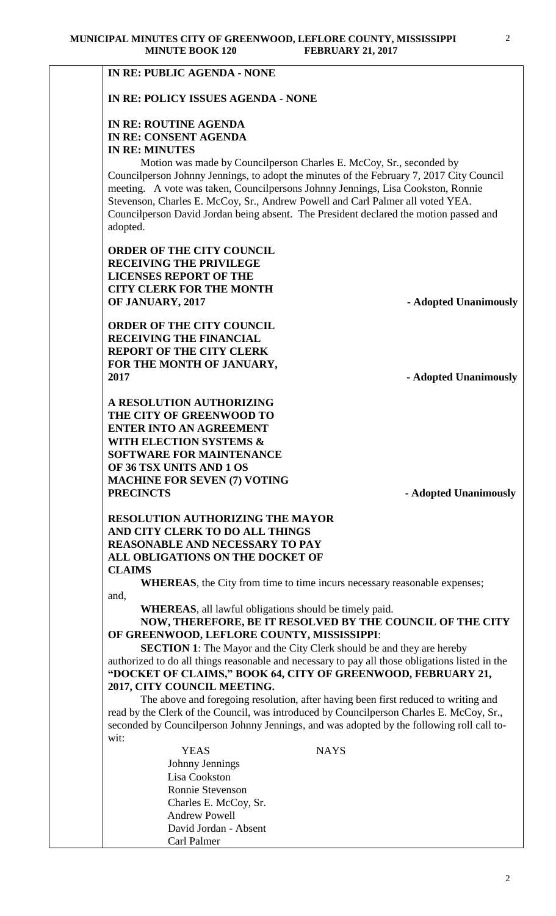**IN RE: PUBLIC AGENDA - NONE**

**IN RE: POLICY ISSUES AGENDA - NONE**

**IN RE: ROUTINE AGENDA**
**IN RE: CONSENT AGENDA**
**IN RE: MINUTES**

Motion was made by Councilperson Charles E. McCoy, Sr., seconded by Councilperson Johnny Jennings, to adopt the minutes of the February 7, 2017 City Council meeting. A vote was taken, Councilpersons Johnny Jennings, Lisa Cookston, Ronnie Stevenson, Charles E. McCoy, Sr., Andrew Powell and Carl Palmer all voted YEA. Councilperson David Jordan being absent. The President declared the motion passed and adopted.

**ORDER OF THE CITY COUNCIL RECEIVING THE PRIVILEGE LICENSES REPORT OF THE CITY CLERK FOR THE MONTH OF JANUARY, 2017** - **Adopted Unanimously**

**ORDER OF THE CITY COUNCIL RECEIVING THE FINANCIAL REPORT OF THE CITY CLERK FOR THE MONTH OF JANUARY, 2017** - **Adopted Unanimously**

**A RESOLUTION AUTHORIZING THE CITY OF GREENWOOD TO ENTER INTO AN AGREEMENT WITH ELECTION SYSTEMS & SOFTWARE FOR MAINTENANCE OF 36 TSX UNITS AND 1 OS MACHINE FOR SEVEN (7) VOTING PRECINCTS** - **Adopted Unanimously**

**RESOLUTION AUTHORIZING THE MAYOR AND CITY CLERK TO DO ALL THINGS REASONABLE AND NECESSARY TO PAY ALL OBLIGATIONS ON THE DOCKET OF CLAIMS**

**WHEREAS**, the City from time to time incurs necessary reasonable expenses; and,

**WHEREAS**, all lawful obligations should be timely paid.

**NOW, THEREFORE, BE IT RESOLVED BY THE COUNCIL OF THE CITY OF GREENWOOD, LEFLORE COUNTY, MISSISSIPPI**:

**SECTION 1**: The Mayor and the City Clerk should be and they are hereby authorized to do all things reasonable and necessary to pay all those obligations listed in the **"DOCKET OF CLAIMS," BOOK 64, CITY OF GREENWOOD, FEBRUARY 21, 2017, CITY COUNCIL MEETING.**

The above and foregoing resolution, after having been first reduced to writing and read by the Clerk of the Council, was introduced by Councilperson Charles E. McCoy, Sr., seconded by Councilperson Johnny Jennings, and was adopted by the following roll call to-wit:

| YEAS | NAYS |
|---|---|
| Johnny Jennings | |
| Lisa Cookston | |
| Ronnie Stevenson | |
| Charles E. McCoy, Sr. | |
| Andrew Powell | |
| David Jordan - Absent | |
| Carl Palmer | |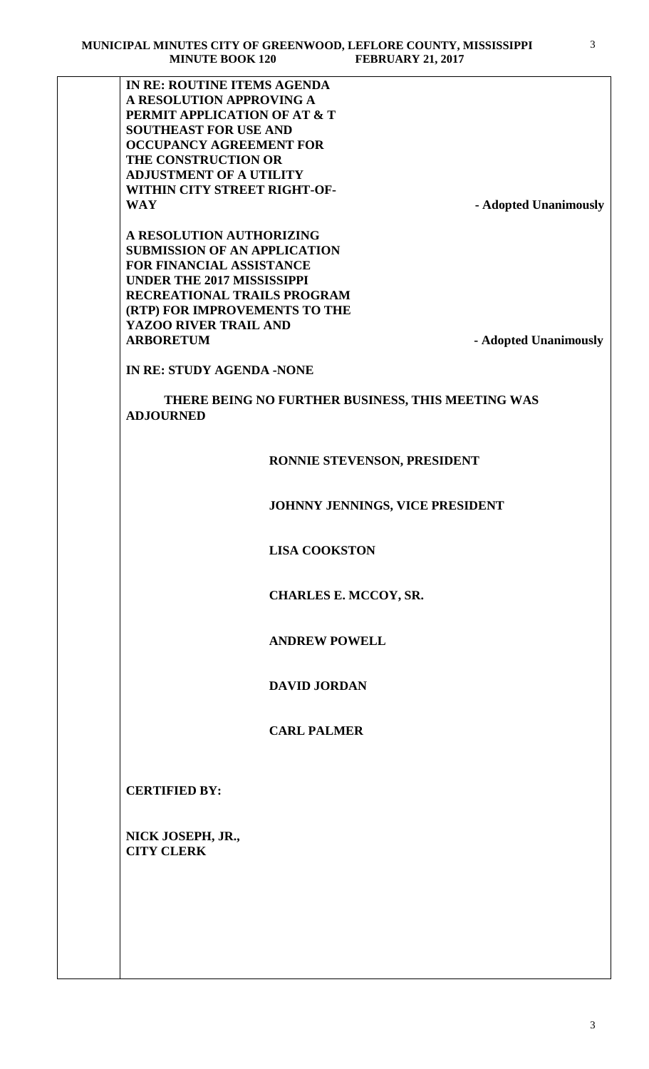**IN RE: ROUTINE ITEMS AGENDA**

**A RESOLUTION APPROVING A PERMIT APPLICATION OF AT & T SOUTHEAST FOR USE AND OCCUPANCY AGREEMENT FOR THE CONSTRUCTION OR ADJUSTMENT OF A UTILITY WITHIN CITY STREET RIGHT-OF-WAY** **- Adopted Unanimously**

**A RESOLUTION AUTHORIZING SUBMISSION OF AN APPLICATION FOR FINANCIAL ASSISTANCE UNDER THE 2017 MISSISSIPPI RECREATIONAL TRAILS PROGRAM (RTP) FOR IMPROVEMENTS TO THE YAZOO RIVER TRAIL AND ARBORETUM** **- Adopted Unanimously**

**IN RE: STUDY AGENDA -NONE**

**THERE BEING NO FURTHER BUSINESS, THIS MEETING WAS ADJOURNED**

**RONNIE STEVENSON, PRESIDENT**

**JOHNNY JENNINGS, VICE PRESIDENT**

**LISA COOKSTON**

**CHARLES E. MCCOY, SR.**

**ANDREW POWELL**

**DAVID JORDAN**

**CARL PALMER**

**CERTIFIED BY:**

**NICK JOSEPH, JR.,**
**CITY CLERK**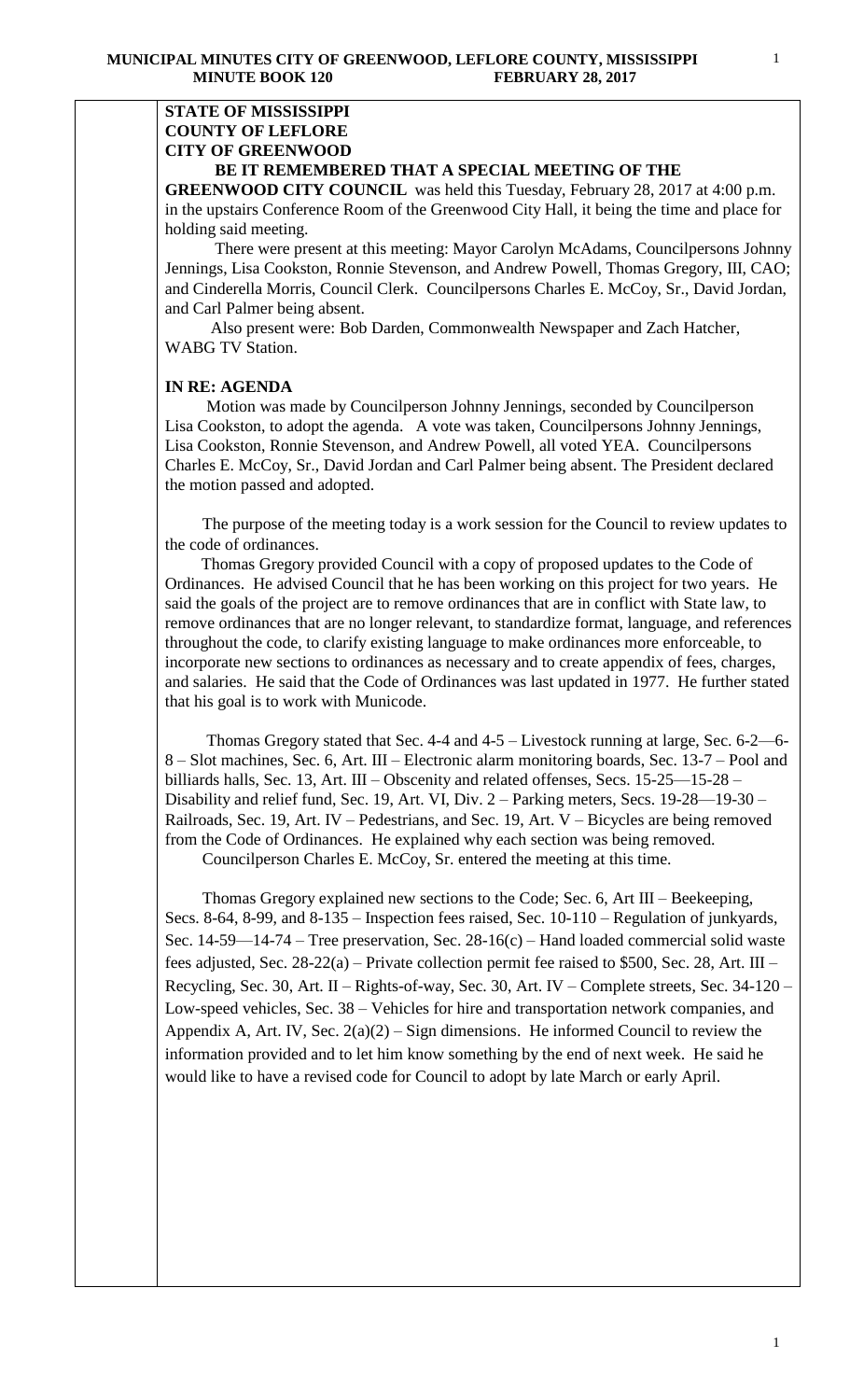**STATE OF MISSISSIPPI**
**COUNTY OF LEFLORE**
**CITY OF GREENWOOD**

**BE IT REMEMBERED THAT A SPECIAL MEETING OF THE GREENWOOD CITY COUNCIL** was held this Tuesday, February 28, 2017 at 4:00 p.m. in the upstairs Conference Room of the Greenwood City Hall, it being the time and place for holding said meeting.

There were present at this meeting: Mayor Carolyn McAdams, Councilpersons Johnny Jennings, Lisa Cookston, Ronnie Stevenson, and Andrew Powell, Thomas Gregory, III, CAO; and Cinderella Morris, Council Clerk. Councilpersons Charles E. McCoy, Sr., David Jordan, and Carl Palmer being absent.

Also present were: Bob Darden, Commonwealth Newspaper and Zach Hatcher, WABG TV Station.

**IN RE: AGENDA**

Motion was made by Councilperson Johnny Jennings, seconded by Councilperson Lisa Cookston, to adopt the agenda. A vote was taken, Councilpersons Johnny Jennings, Lisa Cookston, Ronnie Stevenson, and Andrew Powell, all voted YEA. Councilpersons Charles E. McCoy, Sr., David Jordan and Carl Palmer being absent. The President declared the motion passed and adopted.

The purpose of the meeting today is a work session for the Council to review updates to the code of ordinances.

Thomas Gregory provided Council with a copy of proposed updates to the Code of Ordinances. He advised Council that he has been working on this project for two years. He said the goals of the project are to remove ordinances that are in conflict with State law, to remove ordinances that are no longer relevant, to standardize format, language, and references throughout the code, to clarify existing language to make ordinances more enforceable, to incorporate new sections to ordinances as necessary and to create appendix of fees, charges, and salaries. He said that the Code of Ordinances was last updated in 1977. He further stated that his goal is to work with Municode.

Thomas Gregory stated that Sec. 4-4 and 4-5 – Livestock running at large, Sec. 6-2—6-8 – Slot machines, Sec. 6, Art. III – Electronic alarm monitoring boards, Sec. 13-7 – Pool and billiards halls, Sec. 13, Art. III – Obscenity and related offenses, Secs. 15-25—15-28 – Disability and relief fund, Sec. 19, Art. VI, Div. 2 – Parking meters, Secs. 19-28—19-30 – Railroads, Sec. 19, Art. IV – Pedestrians, and Sec. 19, Art. V – Bicycles are being removed from the Code of Ordinances. He explained why each section was being removed.

Councilperson Charles E. McCoy, Sr. entered the meeting at this time.

Thomas Gregory explained new sections to the Code; Sec. 6, Art III – Beekeeping, Secs. 8-64, 8-99, and 8-135 – Inspection fees raised, Sec. 10-110 – Regulation of junkyards, Sec. 14-59—14-74 – Tree preservation, Sec. 28-16(c) – Hand loaded commercial solid waste fees adjusted, Sec. 28-22(a) – Private collection permit fee raised to $500, Sec. 28, Art. III – Recycling, Sec. 30, Art. II – Rights-of-way, Sec. 30, Art. IV – Complete streets, Sec. 34-120 – Low-speed vehicles, Sec. 38 – Vehicles for hire and transportation network companies, and Appendix A, Art. IV, Sec. 2(a)(2) – Sign dimensions. He informed Council to review the information provided and to let him know something by the end of next week. He said he would like to have a revised code for Council to adopt by late March or early April.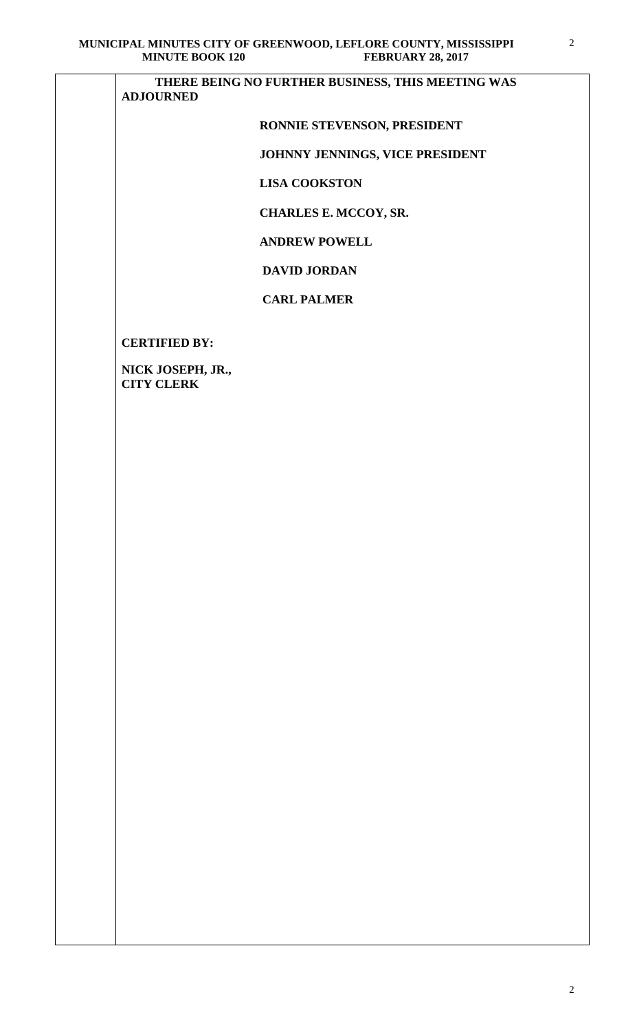**THERE BEING NO FURTHER BUSINESS, THIS MEETING WAS ADJOURNED**

**RONNIE STEVENSON, PRESIDENT**

**JOHNNY JENNINGS, VICE PRESIDENT**

**LISA COOKSTON**

**CHARLES E. MCCOY, SR.**

**ANDREW POWELL**

**DAVID JORDAN**

**CARL PALMER**

**CERTIFIED BY:**

**NICK JOSEPH, JR.,**
**CITY CLERK**